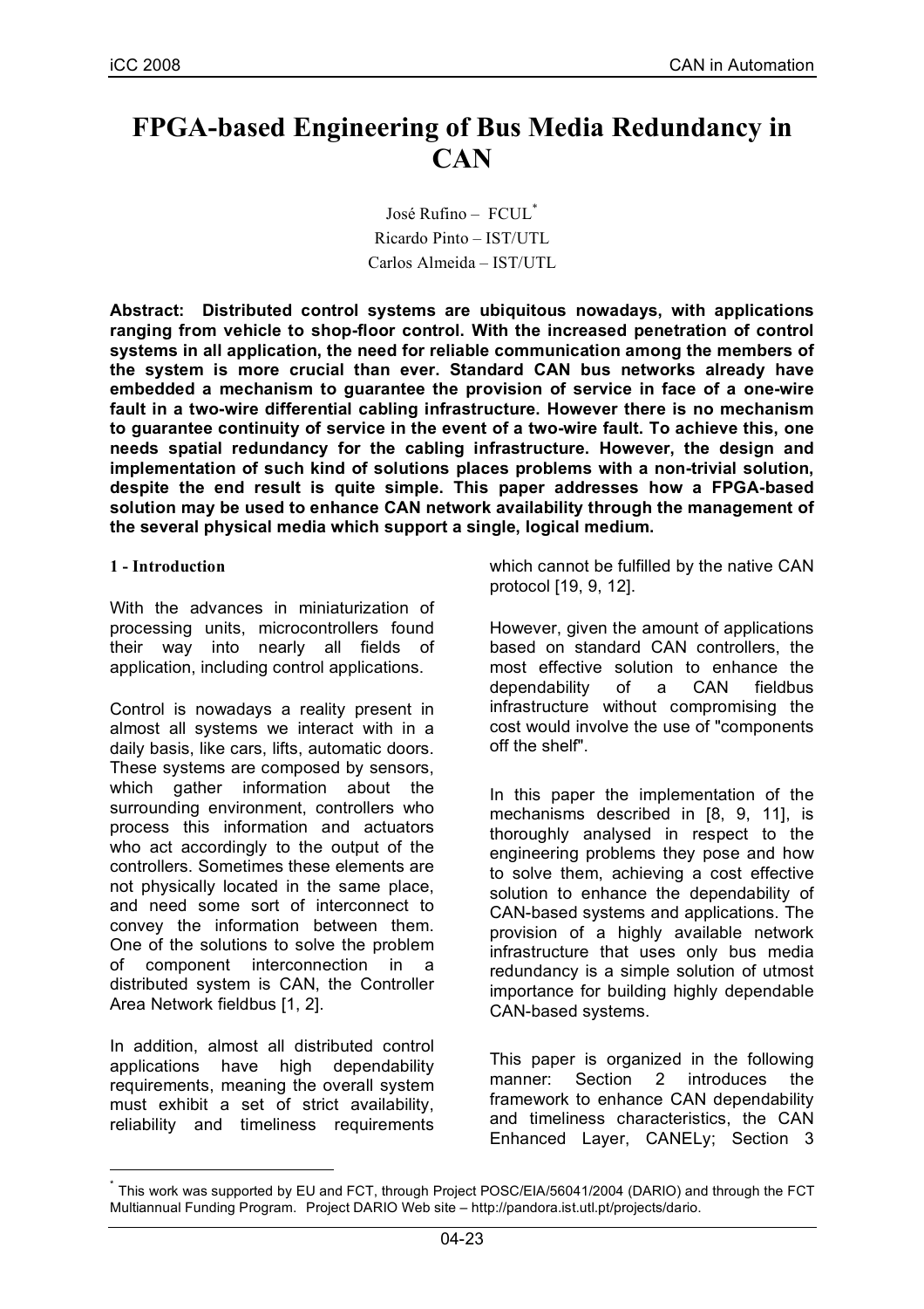# FPGA-based Engineering of Bus Media Redundancy in CAN

José Rufino – FCUL[*]
Ricardo Pinto – IST/UTL
Carlos Almeida – IST/UTL

**Abstract: Distributed control systems are ubiquitous nowadays, with applications ranging from vehicle to shop-floor control. With the increased penetration of control systems in all application, the need for reliable communication among the members of the system is more crucial than ever. Standard CAN bus networks already have embedded a mechanism to guarantee the provision of service in face of a one-wire fault in a two-wire differential cabling infrastructure. However there is no mechanism to guarantee continuity of service in the event of a two-wire fault. To achieve this, one needs spatial redundancy for the cabling infrastructure. However, the design and implementation of such kind of solutions places problems with a non-trivial solution, despite the end result is quite simple. This paper addresses how a FPGA-based solution may be used to enhance CAN network availability through the management of the several physical media which support a single, logical medium.**

## 1 - Introduction

With the advances in miniaturization of processing units, microcontrollers found their way into nearly all fields of application, including control applications.

Control is nowadays a reality present in almost all systems we interact with in a daily basis, like cars, lifts, automatic doors. These systems are composed by sensors, which gather information about the surrounding environment, controllers who process this information and actuators who act accordingly to the output of the controllers. Sometimes these elements are not physically located in the same place, and need some sort of interconnect to convey the information between them. One of the solutions to solve the problem of component interconnection in a distributed system is CAN, the Controller Area Network fieldbus [1, 2].

In addition, almost all distributed control applications have high dependability requirements, meaning the overall system must exhibit a set of strict availability, reliability and timeliness requirements which cannot be fulfilled by the native CAN protocol [19, 9, 12].

However, given the amount of applications based on standard CAN controllers, the most effective solution to enhance the dependability of a CAN fieldbus infrastructure without compromising the cost would involve the use of "components off the shelf".

In this paper the implementation of the mechanisms described in [8, 9, 11], is thoroughly analysed in respect to the engineering problems they pose and how to solve them, achieving a cost effective solution to enhance the dependability of CAN-based systems and applications. The provision of a highly available network infrastructure that uses only bus media redundancy is a simple solution of utmost importance for building highly dependable CAN-based systems.

This paper is organized in the following manner: Section 2 introduces the framework to enhance CAN dependability and timeliness characteristics, the CAN Enhanced Layer, CANELy; Section 3

[*] This work was supported by EU and FCT, through Project POSC/EIA/56041/2004 (DARIO) and through the FCT Multiannual Funding Program. Project DARIO Web site – http://pandora.ist.utl.pt/projects/dario.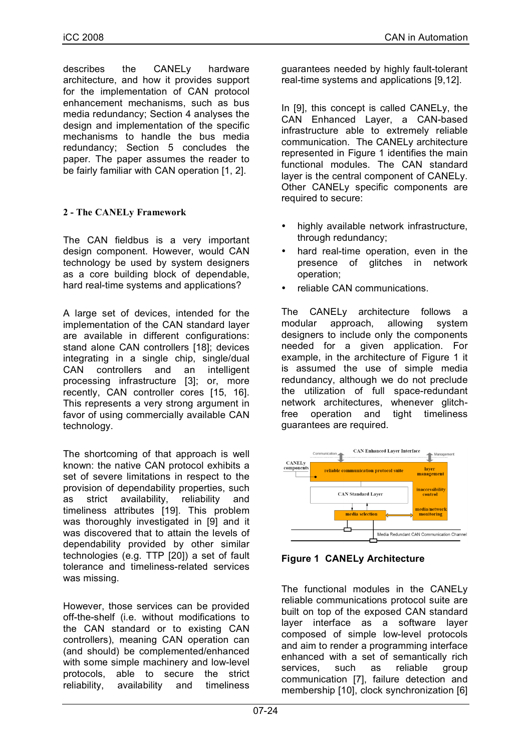describes the CANELy hardware architecture, and how it provides support for the implementation of CAN protocol enhancement mechanisms, such as bus media redundancy; Section 4 analyses the design and implementation of the specific mechanisms to handle the bus media redundancy; Section 5 concludes the paper. The paper assumes the reader to be fairly familiar with CAN operation [1, 2].

## 2 - The CANELy Framework

The CAN fieldbus is a very important design component. However, would CAN technology be used by system designers as a core building block of dependable, hard real-time systems and applications?

A large set of devices, intended for the implementation of the CAN standard layer are available in different configurations: stand alone CAN controllers [18]; devices integrating in a single chip, single/dual CAN controllers and an intelligent processing infrastructure [3]; or, more recently, CAN controller cores [15, 16]. This represents a very strong argument in favor of using commercially available CAN technology.

The shortcoming of that approach is well known: the native CAN protocol exhibits a set of severe limitations in respect to the provision of dependability properties, such as strict availability, reliability and timeliness attributes [19]. This problem was thoroughly investigated in [9] and it was discovered that to attain the levels of dependability provided by other similar technologies (e.g. TTP [20]) a set of fault tolerance and timeliness-related services was missing.

However, those services can be provided off-the-shelf (i.e. without modifications to the CAN standard or to existing CAN controllers), meaning CAN operation can (and should) be complemented/enhanced with some simple machinery and low-level protocols, able to secure the strict reliability, availability and timeliness guarantees needed by highly fault-tolerant real-time systems and applications [9,12].

In [9], this concept is called CANELy, the CAN Enhanced Layer, a CAN-based infrastructure able to extremely reliable communication. The CANELy architecture represented in Figure 1 identifies the main functional modules. The CAN standard layer is the central component of CANELy. Other CANELy specific components are required to secure:

- highly available network infrastructure, through redundancy;
- hard real-time operation, even in the presence of glitches in network operation;
- reliable CAN communications.

The CANELy architecture follows a modular approach, allowing system designers to include only the components needed for a given application. For example, in the architecture of Figure 1 it is assumed the use of simple media redundancy, although we do not preclude the utilization of full space-redundant network architectures, whenever glitch-free operation and tight timeliness guarantees are required.

**Figure 1 CANELy Architecture**

The functional modules in the CANELy reliable communications protocol suite are built on top of the exposed CAN standard layer interface as a software layer composed of simple low-level protocols and aim to render a programming interface enhanced with a set of semantically rich services, such as reliable group communication [7], failure detection and membership [10], clock synchronization [6]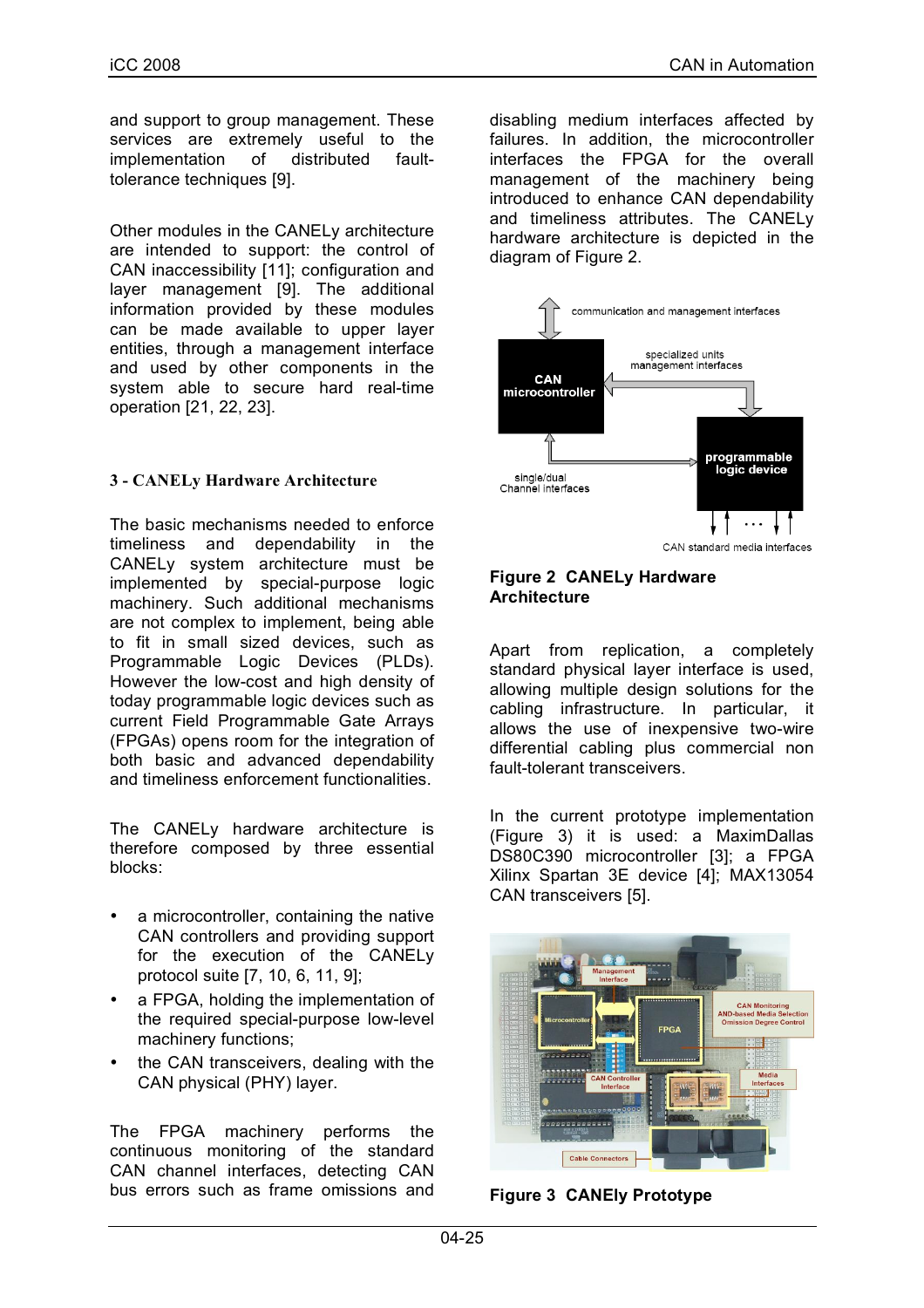and support to group management. These services are extremely useful to the implementation of distributed fault-tolerance techniques [9].

Other modules in the CANELy architecture are intended to support: the control of CAN inaccessibility [11]; configuration and layer management [9]. The additional information provided by these modules can be made available to upper layer entities, through a management interface and used by other components in the system able to secure hard real-time operation [21, 22, 23].

## 3 - CANELy Hardware Architecture

The basic mechanisms needed to enforce timeliness and dependability in the CANELy system architecture must be implemented by special-purpose logic machinery. Such additional mechanisms are not complex to implement, being able to fit in small sized devices, such as Programmable Logic Devices (PLDs). However the low-cost and high density of today programmable logic devices such as current Field Programmable Gate Arrays (FPGAs) opens room for the integration of both basic and advanced dependability and timeliness enforcement functionalities.

The CANELy hardware architecture is therefore composed by three essential blocks:

- a microcontroller, containing the native CAN controllers and providing support for the execution of the CANELy protocol suite [7, 10, 6, 11, 9];
- a FPGA, holding the implementation of the required special-purpose low-level machinery functions;
- the CAN transceivers, dealing with the CAN physical (PHY) layer.

The FPGA machinery performs the continuous monitoring of the standard CAN channel interfaces, detecting CAN bus errors such as frame omissions and disabling medium interfaces affected by failures. In addition, the microcontroller interfaces the FPGA for the overall management of the machinery being introduced to enhance CAN dependability and timeliness attributes. The CANELy hardware architecture is depicted in the diagram of Figure 2.

**Figure 2 CANELy Hardware Architecture**

Apart from replication, a completely standard physical layer interface is used, allowing multiple design solutions for the cabling infrastructure. In particular, it allows the use of inexpensive two-wire differential cabling plus commercial non fault-tolerant transceivers.

In the current prototype implementation (Figure 3) it is used: a MaximDallas DS80C390 microcontroller [3]; a FPGA Xilinx Spartan 3E device [4]; MAX13054 CAN transceivers [5].

**Figure 3 CANEly Prototype**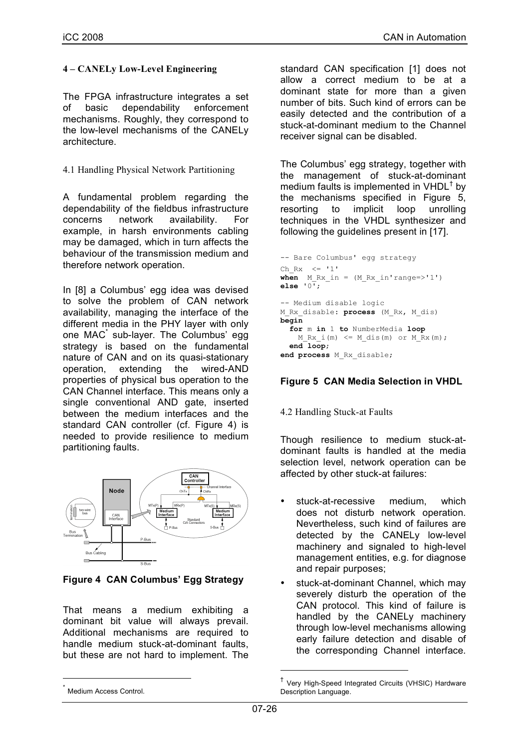## 4 – CANELy Low-Level Engineering

The FPGA infrastructure integrates a set of basic dependability enforcement mechanisms. Roughly, they correspond to the low-level mechanisms of the CANELy architecture.

### 4.1 Handling Physical Network Partitioning

A fundamental problem regarding the dependability of the fieldbus infrastructure concerns network availability. For example, in harsh environments cabling may be damaged, which in turn affects the behaviour of the transmission medium and therefore network operation.

In [8] a Columbus' egg idea was devised to solve the problem of CAN network availability, managing the interface of the different media in the PHY layer with only one MAC* sub-layer. The Columbus' egg strategy is based on the fundamental nature of CAN and on its quasi-stationary operation, extending the wired-AND properties of physical bus operation to the CAN Channel interface. This means only a single conventional AND gate, inserted between the medium interfaces and the standard CAN controller (cf. Figure 4) is needed to provide resilience to medium partitioning faults.

**Figure 4 CAN Columbus' Egg Strategy**

That means a medium exhibiting a dominant bit value will always prevail. Additional mechanisms are required to handle medium stuck-at-dominant faults, but these are not hard to implement. The standard CAN specification [1] does not allow a correct medium to be at a dominant state for more than a given number of bits. Such kind of errors can be easily detected and the contribution of a stuck-at-dominant medium to the Channel receiver signal can be disabled.

The Columbus' egg strategy, together with the management of stuck-at-dominant medium faults is implemented in VHDL† by the mechanisms specified in Figure 5, resorting to implicit loop unrolling techniques in the VHDL synthesizer and following the guidelines present in [17].

```
-- Bare Columbus' egg strategy
Ch_Rx  <= '1'
when  M_Rx_in = (M_Rx_in'range=>'1')
else '0';

-- Medium disable logic
M_Rx_disable: process (M_Rx, M_dis)
begin
  for m in 1 to NumberMedia loop
    M_Rx_i(m) <= M_dis(m) or M_Rx(m);
  end loop;
end process M_Rx_disable;
```

**Figure 5 CAN Media Selection in VHDL**

### 4.2 Handling Stuck-at Faults

Though resilience to medium stuck-at-dominant faults is handled at the media selection level, network operation can be affected by other stuck-at failures:

- stuck-at-recessive medium, which does not disturb network operation. Nevertheless, such kind of failures are detected by the CANELy low-level machinery and signaled to high-level management entities, e.g. for diagnose and repair purposes;
- stuck-at-dominant Channel, which may severely disturb the operation of the CAN protocol. This kind of failure is handled by the CANELy machinery through low-level mechanisms allowing early failure detection and disable of the corresponding Channel interface.

---

* Medium Access Control.

† Very High-Speed Integrated Circuits (VHSIC) Hardware Description Language.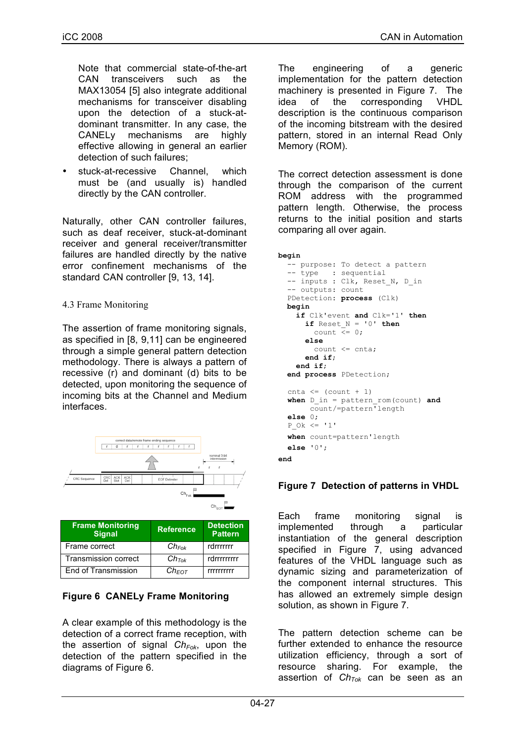Note that commercial state-of-the-art CAN transceivers such as the MAX13054 [5] also integrate additional mechanisms for transceiver disabling upon the detection of a stuck-at-dominant transmitter. In any case, the CANELy mechanisms are highly effective allowing in general an earlier detection of such failures;

- stuck-at-recessive Channel, which must be (and usually is) handled directly by the CAN controller.

Naturally, other CAN controller failures, such as deaf receiver, stuck-at-dominant receiver and general receiver/transmitter failures are handled directly by the native error confinement mechanisms of the standard CAN controller [9, 13, 14].

### 4.3 Frame Monitoring

The assertion of frame monitoring signals, as specified in [8, 9,11] can be engineered through a simple general pattern detection methodology. There is always a pattern of recessive (r) and dominant (d) bits to be detected, upon monitoring the sequence of incoming bits at the Channel and Medium interfaces.

| Frame Monitoring Signal | Reference | Detection Pattern |
|---|---|---|
| Frame correct | $Ch_{Fok}$ | rdrrrrrrr |
| Transmission correct | $Ch_{Tok}$ | rdrrrrrrrrr |
| End of Transmission | $Ch_{EOT}$ | rrrrrrrrrr |

**Figure 6 CANELy Frame Monitoring**

A clear example of this methodology is the detection of a correct frame reception, with the assertion of signal $Ch_{Fok}$, upon the detection of the pattern specified in the diagrams of Figure 6.

The engineering of a generic implementation for the pattern detection machinery is presented in Figure 7. The idea of the corresponding VHDL description is the continuous comparison of the incoming bitstream with the desired pattern, stored in an internal Read Only Memory (ROM).

The correct detection assessment is done through the comparison of the current ROM address with the programmed pattern length. Otherwise, the process returns to the initial position and starts comparing all over again.

```
begin
  -- purpose: To detect a pattern
  -- type   : sequential
  -- inputs : Clk, Reset_N, D_in
  -- outputs: count
  PDetection: process (Clk)
  begin
    if Clk'event and Clk='1' then
      if Reset_N = '0' then
        count <= 0;
      else
        count <= cnta;
      end if;
    end if;
  end process PDetection;

  cnta <= (count + 1)
  when D_in = pattern_rom(count) and
       count/=pattern'length
  else 0;
  P_Ok <= '1'
  when count=pattern'length
  else '0';
end
```

**Figure 7 Detection of patterns in VHDL**

Each frame monitoring signal is implemented through a particular instantiation of the general description specified in Figure 7, using advanced features of the VHDL language such as dynamic sizing and parameterization of the component internal structures. This has allowed an extremely simple design solution, as shown in Figure 7.

The pattern detection scheme can be further extended to enhance the resource utilization efficiency, through a sort of resource sharing. For example, the assertion of $Ch_{Tok}$ can be seen as an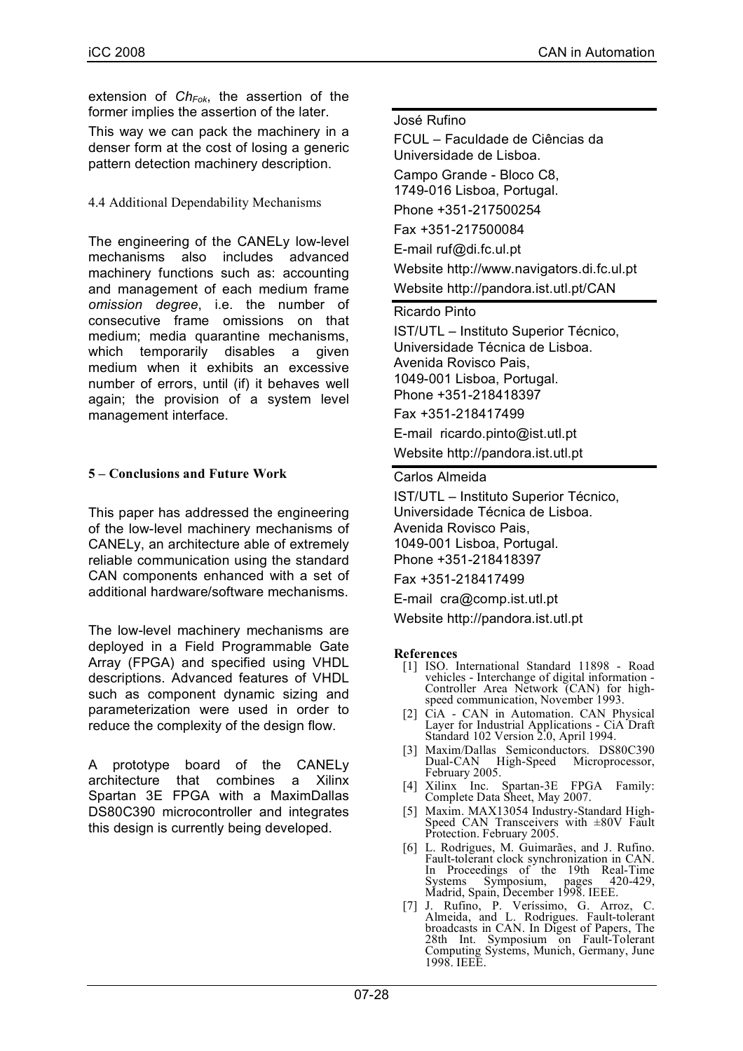extension of $Ch_{Fok}$, the assertion of the former implies the assertion of the later.

This way we can pack the machinery in a denser form at the cost of losing a generic pattern detection machinery description.

### 4.4 Additional Dependability Mechanisms

The engineering of the CANELy low-level mechanisms also includes advanced machinery functions such as: accounting and management of each medium frame *omission degree*, i.e. the number of consecutive frame omissions on that medium; media quarantine mechanisms, which temporarily disables a given medium when it exhibits an excessive number of errors, until (if) it behaves well again; the provision of a system level management interface.

## 5 – Conclusions and Future Work

This paper has addressed the engineering of the low-level machinery mechanisms of CANELy, an architecture able of extremely reliable communication using the standard CAN components enhanced with a set of additional hardware/software mechanisms.

The low-level machinery mechanisms are deployed in a Field Programmable Gate Array (FPGA) and specified using VHDL descriptions. Advanced features of VHDL such as component dynamic sizing and parameterization were used in order to reduce the complexity of the design flow.

A prototype board of the CANELy architecture that combines a Xilinx Spartan 3E FPGA with a MaximDallas DS80C390 microcontroller and integrates this design is currently being developed.

---

José Rufino
FCUL – Faculdade de Ciências da Universidade de Lisboa.
Campo Grande - Bloco C8,
1749-016 Lisboa, Portugal.
Phone +351-217500254
Fax +351-217500084
E-mail ruf@di.fc.ul.pt
Website http://www.navigators.di.fc.ul.pt
Website http://pandora.ist.utl.pt/CAN

---

Ricardo Pinto
IST/UTL – Instituto Superior Técnico, Universidade Técnica de Lisboa.
Avenida Rovisco Pais,
1049-001 Lisboa, Portugal.
Phone +351-218418397
Fax +351-218417499
E-mail ricardo.pinto@ist.utl.pt
Website http://pandora.ist.utl.pt

---

Carlos Almeida
IST/UTL – Instituto Superior Técnico, Universidade Técnica de Lisboa.
Avenida Rovisco Pais,
1049-001 Lisboa, Portugal.
Phone +351-218418397
Fax +351-218417499
E-mail cra@comp.ist.utl.pt
Website http://pandora.ist.utl.pt

## References

[1] ISO. International Standard 11898 - Road vehicles - Interchange of digital information - Controller Area Network (CAN) for high-speed communication, November 1993.

[2] CiA - CAN in Automation. CAN Physical Layer for Industrial Applications - CiA Draft Standard 102 Version 2.0, April 1994.

[3] Maxim/Dallas Semiconductors. DS80C390 Dual-CAN High-Speed Microprocessor, February 2005.

[4] Xilinx Inc. Spartan-3E FPGA Family: Complete Data Sheet, May 2007.

[5] Maxim. MAX13054 Industry-Standard High-Speed CAN Transceivers with ±80V Fault Protection. February 2005.

[6] L. Rodrigues, M. Guimarães, and J. Rufino. Fault-tolerant clock synchronization in CAN. In Proceedings of the 19th Real-Time Systems Symposium, pages 420-429, Madrid, Spain, December 1998. IEEE.

[7] J. Rufino, P. Veríssimo, G. Arroz, C. Almeida, and L. Rodrigues. Fault-tolerant broadcasts in CAN. In Digest of Papers, The 28th Int. Symposium on Fault-Tolerant Computing Systems, Munich, Germany, June 1998. IEEE.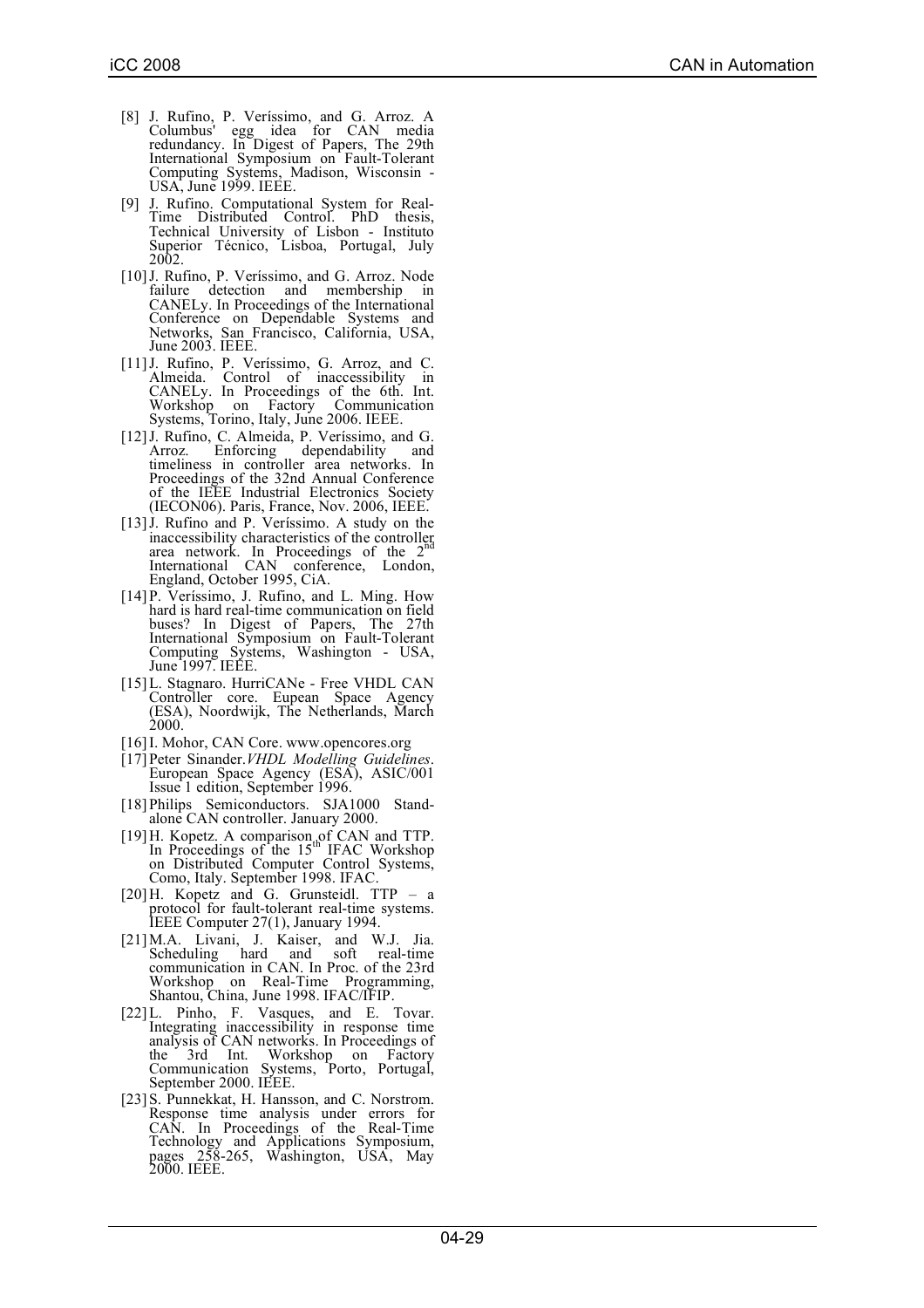[8] J. Rufino, P. Veríssimo, and G. Arroz. A Columbus' egg idea for CAN media redundancy. In Digest of Papers, The 29th International Symposium on Fault-Tolerant Computing Systems, Madison, Wisconsin - USA, June 1999. IEEE.

[9] J. Rufino. Computational System for Real-Time Distributed Control. PhD thesis, Technical University of Lisbon - Instituto Superior Técnico, Lisboa, Portugal, July 2002.

[10] J. Rufino, P. Veríssimo, and G. Arroz. Node failure detection and membership in CANELy. In Proceedings of the International Conference on Dependable Systems and Networks, San Francisco, California, USA, June 2003. IEEE.

[11] J. Rufino, P. Veríssimo, G. Arroz, and C. Almeida. Control of inaccessibility in CANELy. In Proceedings of the 6th. Int. Workshop on Factory Communication Systems, Torino, Italy, June 2006. IEEE.

[12] J. Rufino, C. Almeida, P. Veríssimo, and G. Arroz. Enforcing dependability and timeliness in controller area networks. In Proceedings of the 32nd Annual Conference of the IEEE Industrial Electronics Society (IECON06). Paris, France, Nov. 2006, IEEE.

[13] J. Rufino and P. Veríssimo. A study on the inaccessibility characteristics of the controller area network. In Proceedings of the 2nd International CAN conference, London, England, October 1995, CiA.

[14] P. Veríssimo, J. Rufino, and L. Ming. How hard is hard real-time communication on field buses? In Digest of Papers, The 27th International Symposium on Fault-Tolerant Computing Systems, Washington - USA, June 1997. IEEE.

[15] L. Stagnaro. HurriCANe - Free VHDL CAN Controller core. Eupean Space Agency (ESA), Noordwijk, The Netherlands, March 2000.

[16] I. Mohor, CAN Core. www.opencores.org

[17] Peter Sinander. *VHDL Modelling Guidelines*. European Space Agency (ESA), ASIC/001 Issue 1 edition, September 1996.

[18] Philips Semiconductors. SJA1000 Stand-alone CAN controller. January 2000.

[19] H. Kopetz. A comparison of CAN and TTP. In Proceedings of the 15th IFAC Workshop on Distributed Computer Control Systems, Como, Italy. September 1998. IFAC.

[20] H. Kopetz and G. Grunsteidl. TTP – a protocol for fault-tolerant real-time systems. IEEE Computer 27(1), January 1994.

[21] M.A. Livani, J. Kaiser, and W.J. Jia. Scheduling hard and soft real-time communication in CAN. In Proc. of the 23rd Workshop on Real-Time Programming, Shantou, China, June 1998. IFAC/IFIP.

[22] L. Pinho, F. Vasques, and E. Tovar. Integrating inaccessibility in response time analysis of CAN networks. In Proceedings of the 3rd Int. Workshop on Factory Communication Systems, Porto, Portugal, September 2000. IEEE.

[23] S. Punnekkat, H. Hansson, and C. Norstrom. Response time analysis under errors for CAN. In Proceedings of the Real-Time Technology and Applications Symposium, pages 258-265, Washington, USA, May 2000. IEEE.